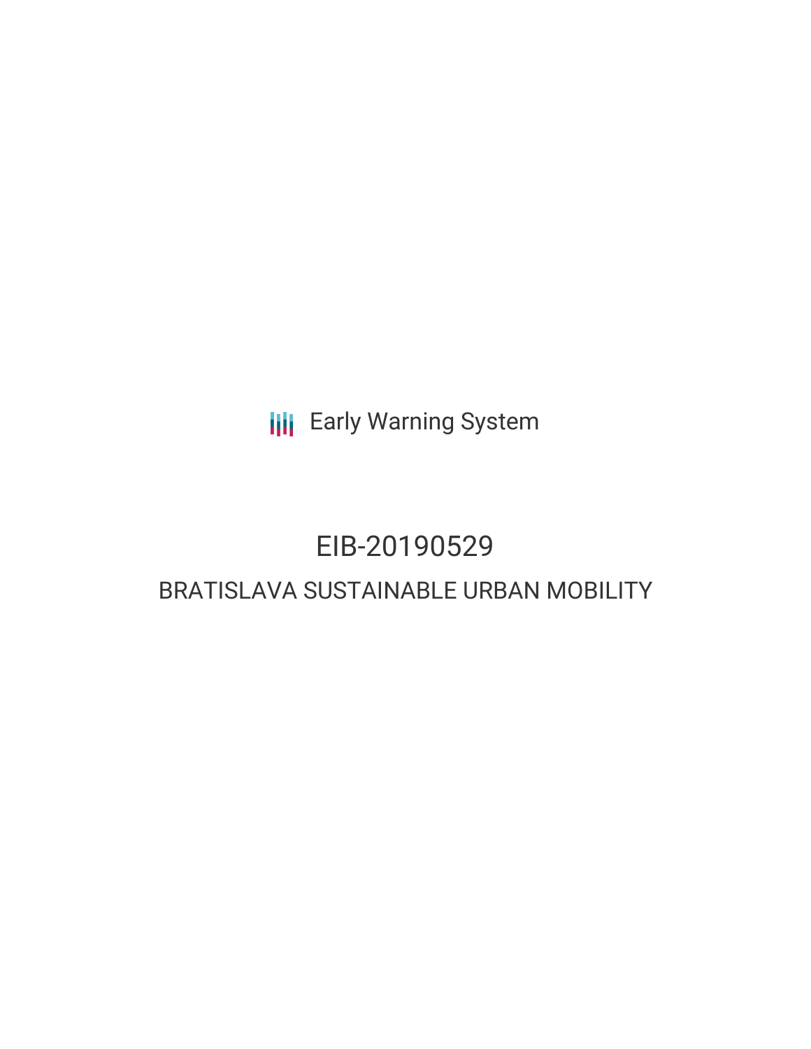Early Warning System

# EIB-20190529

## BRATISLAVA SUSTAINABLE URBAN MOBILITY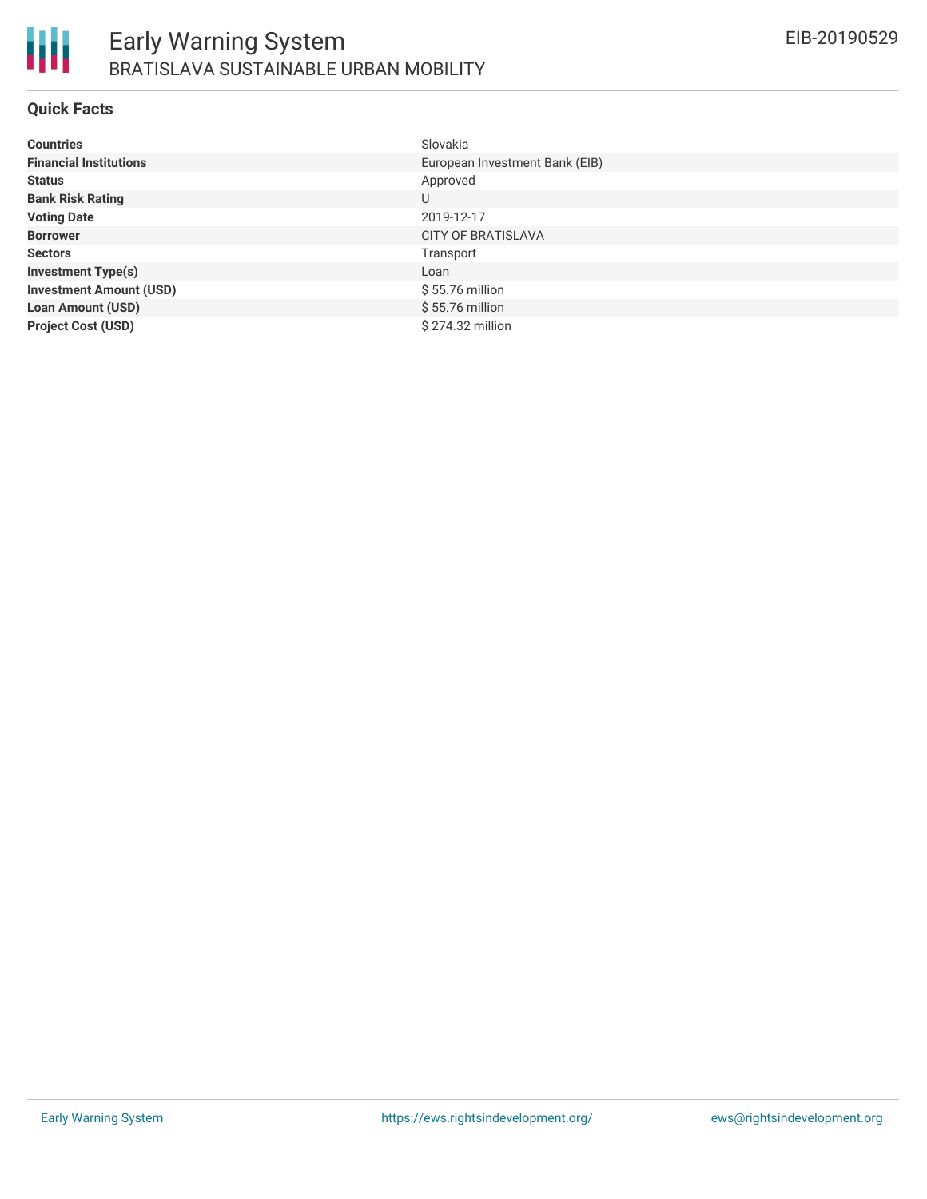# Early Warning System
## BRATISLAVA SUSTAINABLE URBAN MOBILITY

EIB-20190529

### Quick Facts

| | |
|---|---|
| **Countries** | Slovakia |
| **Financial Institutions** | European Investment Bank (EIB) |
| **Status** | Approved |
| **Bank Risk Rating** | U |
| **Voting Date** | 2019-12-17 |
| **Borrower** | CITY OF BRATISLAVA |
| **Sectors** | Transport |
| **Investment Type(s)** | Loan |
| **Investment Amount (USD)** | $ 55.76 million |
| **Loan Amount (USD)** | $ 55.76 million |
| **Project Cost (USD)** | $ 274.32 million |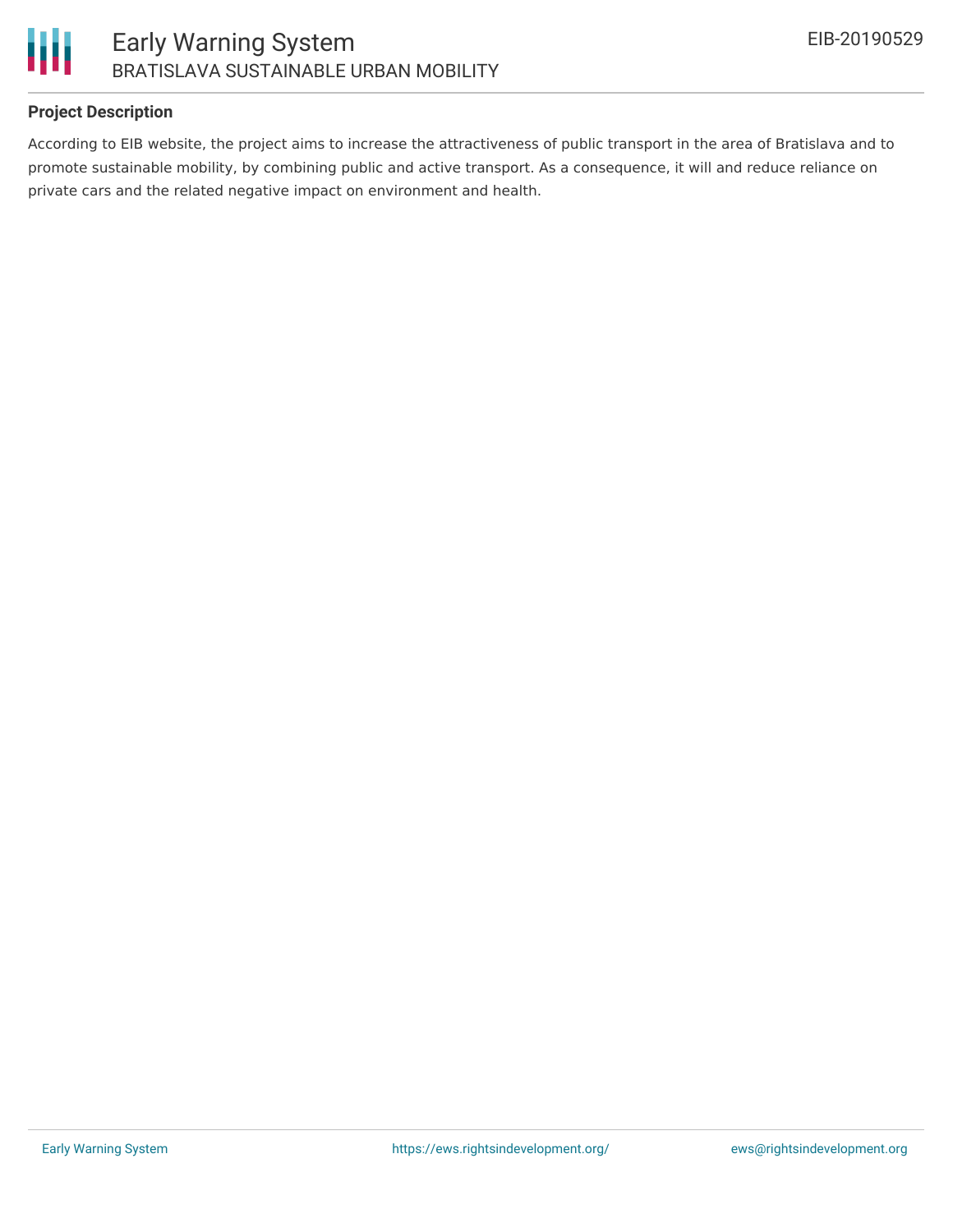## Project Description

According to EIB website, the project aims to increase the attractiveness of public transport in the area of Bratislava and to promote sustainable mobility, by combining public and active transport. As a consequence, it will and reduce reliance on private cars and the related negative impact on environment and health.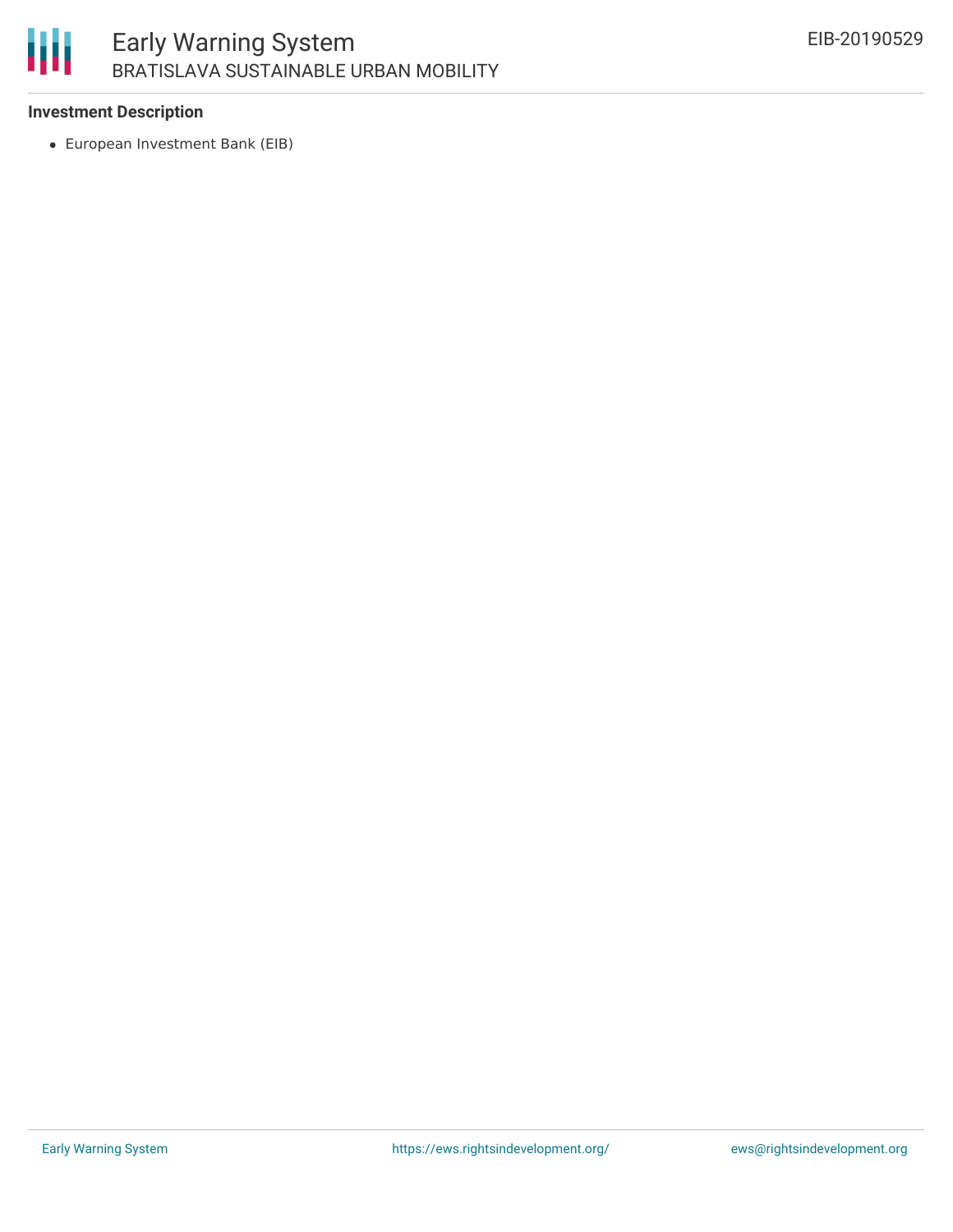### Investment Description

- European Investment Bank (EIB)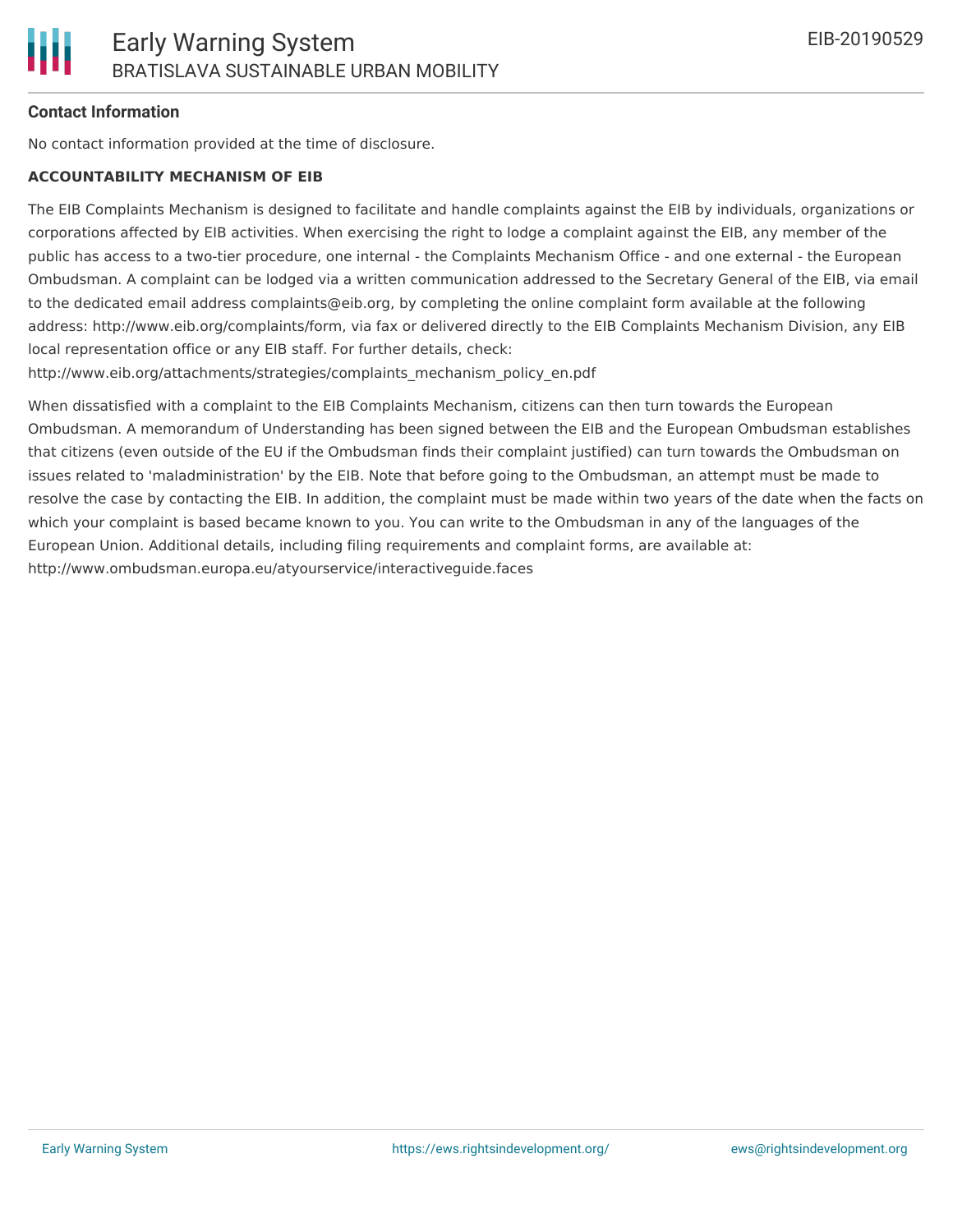### Contact Information

No contact information provided at the time of disclosure.

**ACCOUNTABILITY MECHANISM OF EIB**

The EIB Complaints Mechanism is designed to facilitate and handle complaints against the EIB by individuals, organizations or corporations affected by EIB activities. When exercising the right to lodge a complaint against the EIB, any member of the public has access to a two-tier procedure, one internal - the Complaints Mechanism Office - and one external - the European Ombudsman. A complaint can be lodged via a written communication addressed to the Secretary General of the EIB, via email to the dedicated email address complaints@eib.org, by completing the online complaint form available at the following address: http://www.eib.org/complaints/form, via fax or delivered directly to the EIB Complaints Mechanism Division, any EIB local representation office or any EIB staff. For further details, check: http://www.eib.org/attachments/strategies/complaints_mechanism_policy_en.pdf

When dissatisfied with a complaint to the EIB Complaints Mechanism, citizens can then turn towards the European Ombudsman. A memorandum of Understanding has been signed between the EIB and the European Ombudsman establishes that citizens (even outside of the EU if the Ombudsman finds their complaint justified) can turn towards the Ombudsman on issues related to 'maladministration' by the EIB. Note that before going to the Ombudsman, an attempt must be made to resolve the case by contacting the EIB. In addition, the complaint must be made within two years of the date when the facts on which your complaint is based became known to you. You can write to the Ombudsman in any of the languages of the European Union. Additional details, including filing requirements and complaint forms, are available at: http://www.ombudsman.europa.eu/atyourservice/interactiveguide.faces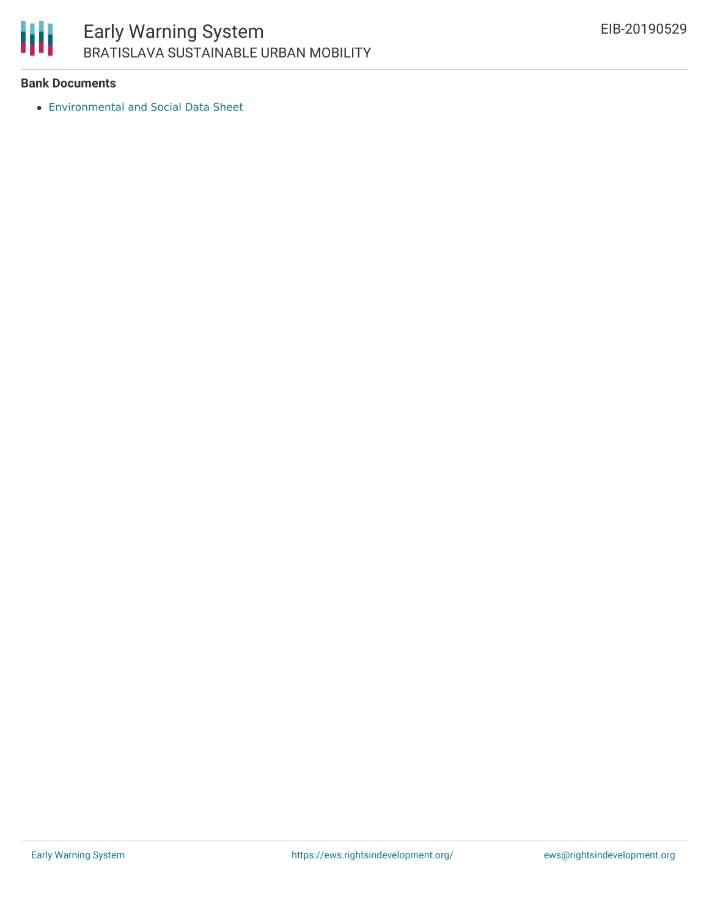**Bank Documents**

- Environmental and Social Data Sheet